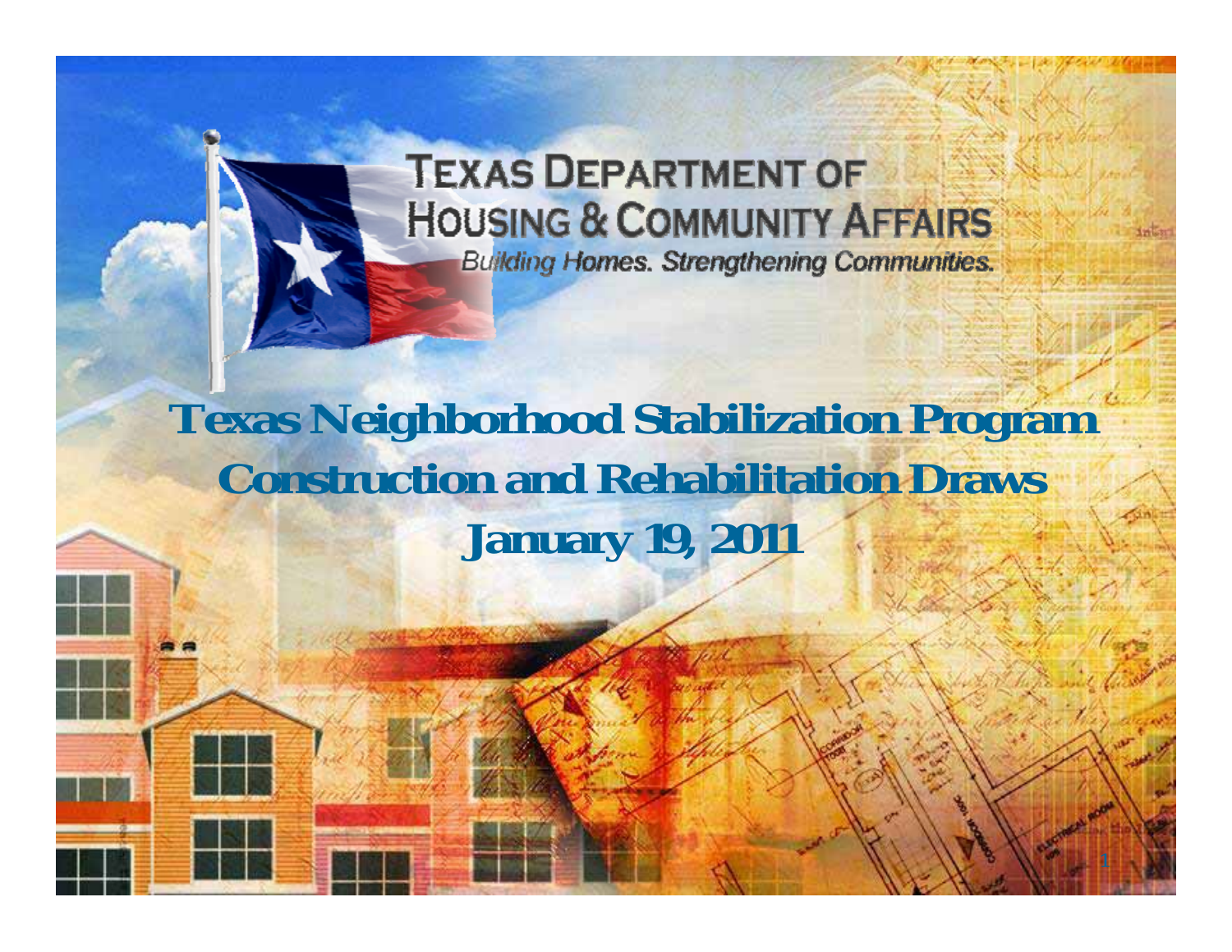TEXAS DEPARTMENT OF HOUSING & COMMUNITY AFFAIRS

*Building Homes. Strengthening Communities.*

# Texas Neighborhood Stabilization Program Construction and Rehabilitation Draws

## January 19, 2011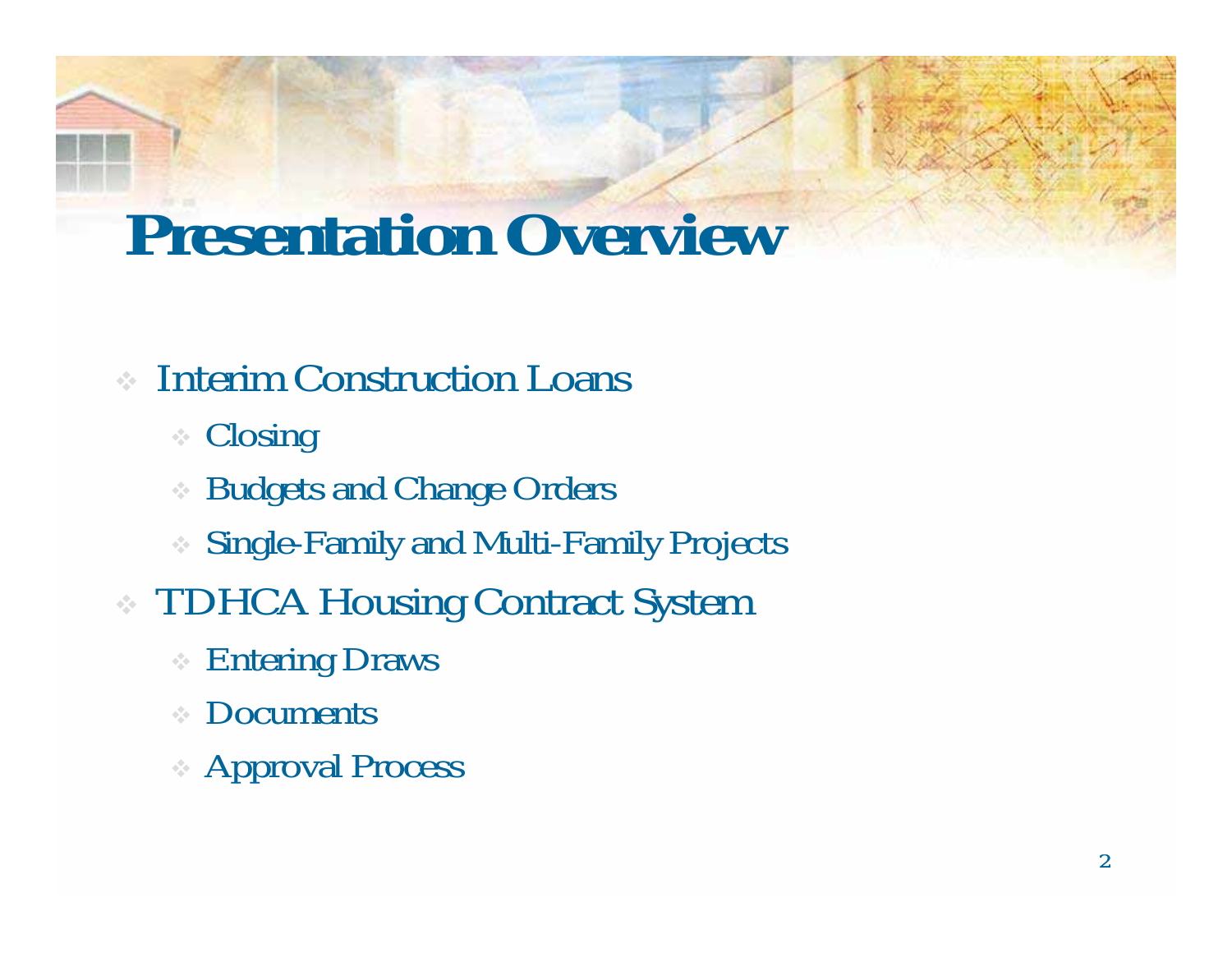# Presentation Overview

- Interim Construction Loans
  - Closing
  - Budgets and Change Orders
  - Single-Family and Multi-Family Projects
- TDHCA Housing Contract System
  - Entering Draws
  - Documents
  - Approval Process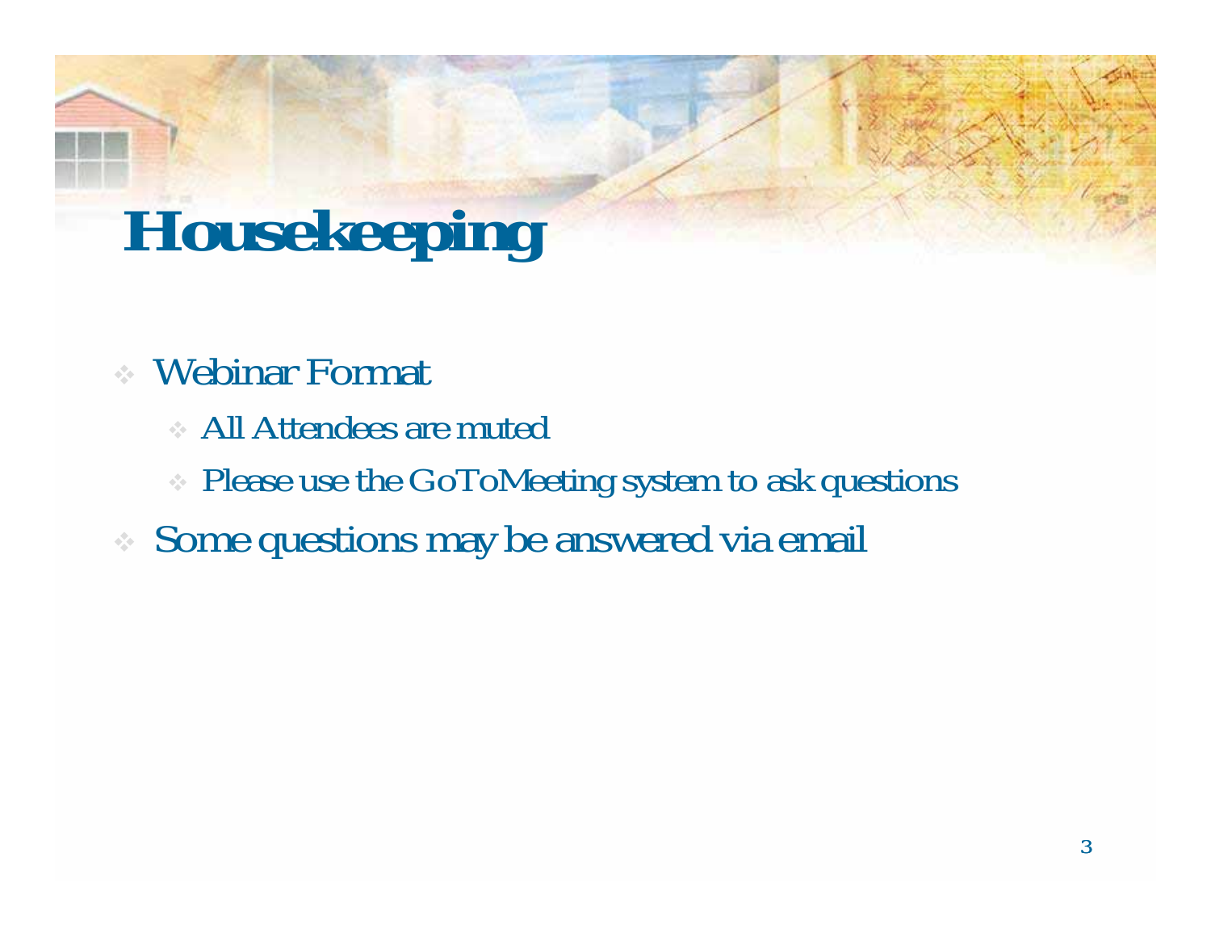# Housekeeping

- Webinar Format
  - All Attendees are muted
  - Please use the GoToMeeting system to ask questions
- Some questions may be answered via email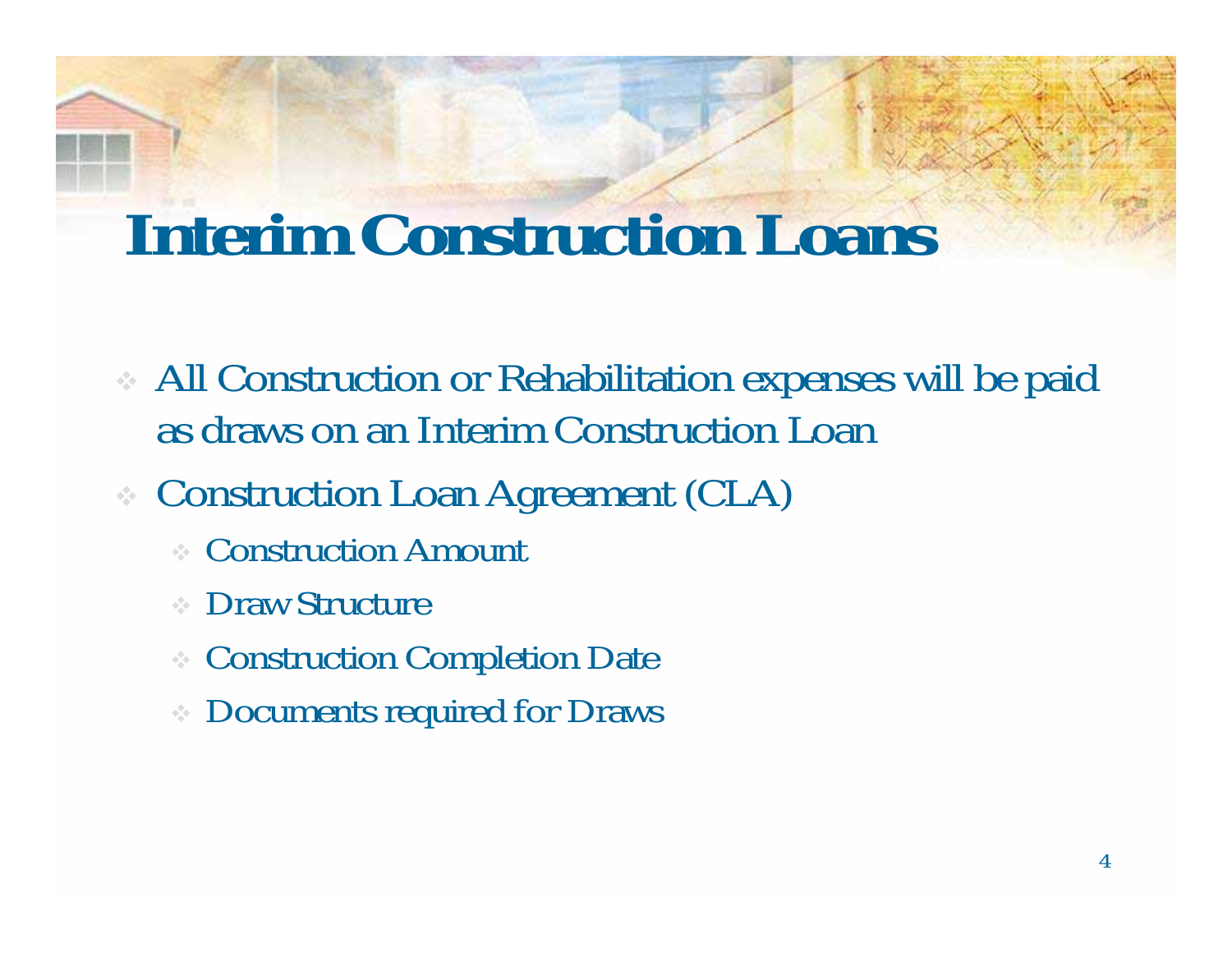# Interim Construction Loans

- All Construction or Rehabilitation expenses will be paid as draws on an Interim Construction Loan
- Construction Loan Agreement (CLA)
  - Construction Amount
  - Draw Structure
  - Construction Completion Date
  - Documents required for Draws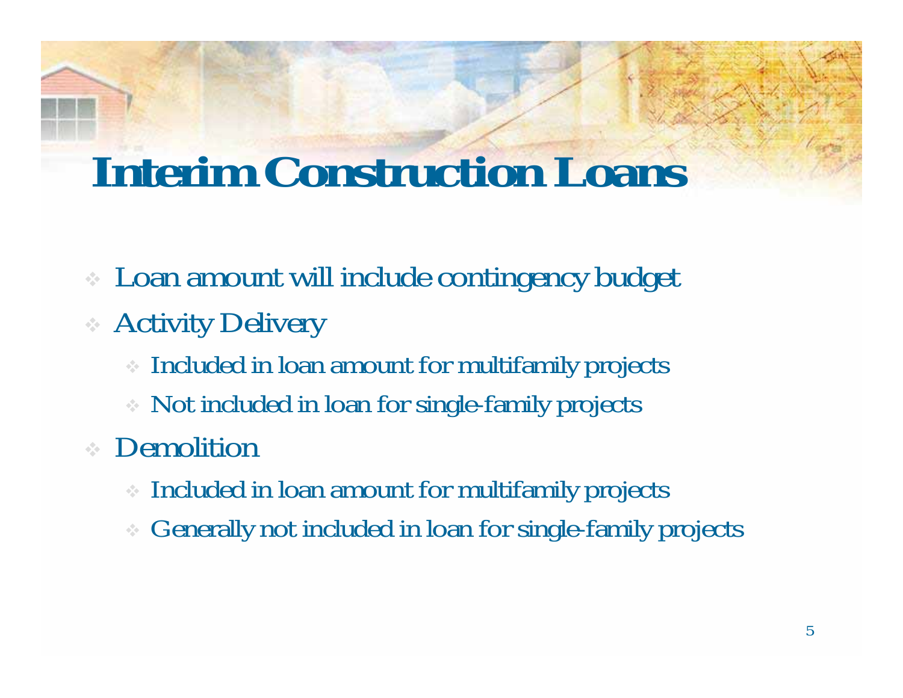# Interim Construction Loans

- Loan amount will include contingency budget
- Activity Delivery
  - Included in loan amount for multifamily projects
  - Not included in loan for single-family projects
- Demolition
  - Included in loan amount for multifamily projects
  - Generally not included in loan for single-family projects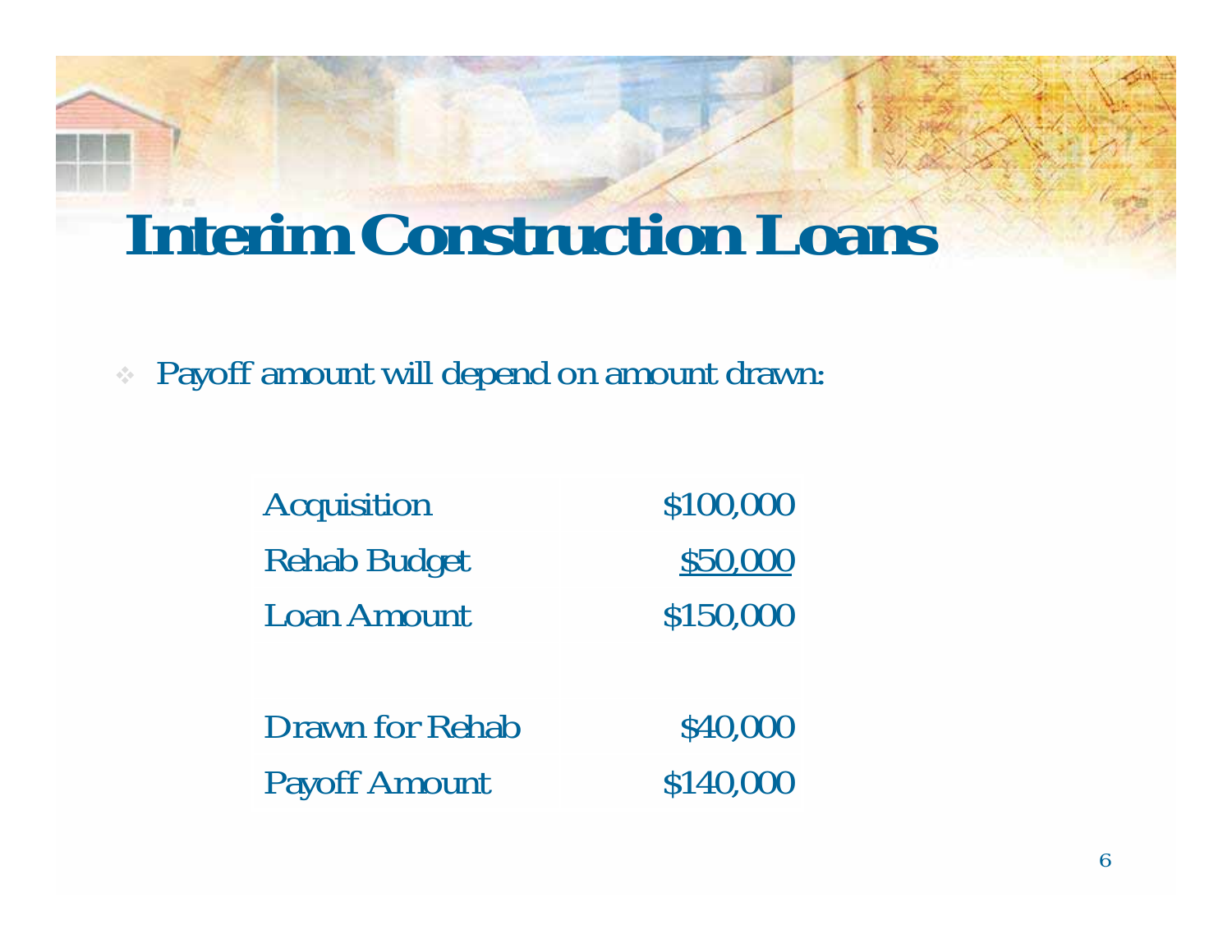# Interim Construction Loans

- Payoff amount will depend on amount drawn:

| | |
|---|---|
| Acquisition | $100,000 |
| Rehab Budget | <u>$50,000</u> |
| Loan Amount | $150,000 |
| | |
| Drawn for Rehab | $40,000 |
| Payoff Amount | $140,000 |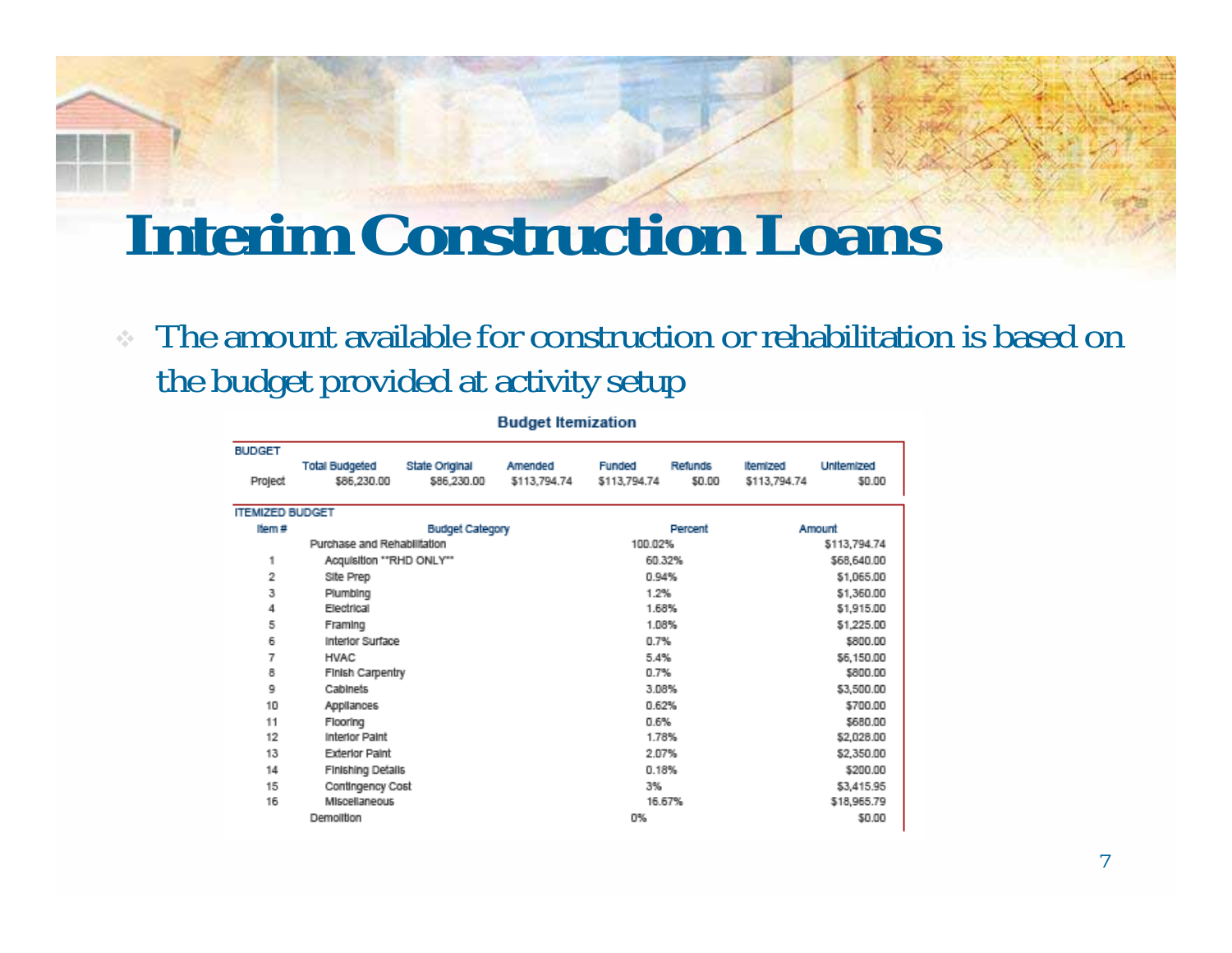# Interim Construction Loans

- The amount available for construction or rehabilitation is based on the budget provided at activity setup

**Budget Itemization**

**BUDGET**

| | Total Budgeted | State Original | Amended | Funded | Refunds | Itemized | Unitemized |
|---|---|---|---|---|---|---|---|
| Project | $86,230.00 | $86,230.00 | $113,794.74 | $113,794.74 | $0.00 | $113,794.74 | $0.00 |

**ITEMIZED BUDGET**

| Item # | Budget Category | Percent | Amount |
|---|---|---|---|
| | Purchase and Rehabilitation | 100.02% | $113,794.74 |
| 1 | Acquisition **RHD ONLY** | 60.32% | $68,640.00 |
| 2 | Site Prep | 0.94% | $1,065.00 |
| 3 | Plumbing | 1.2% | $1,360.00 |
| 4 | Electrical | 1.68% | $1,915.00 |
| 5 | Framing | 1.08% | $1,225.00 |
| 6 | Interior Surface | 0.7% | $800.00 |
| 7 | HVAC | 5.4% | $6,150.00 |
| 8 | Finish Carpentry | 0.7% | $800.00 |
| 9 | Cabinets | 3.08% | $3,500.00 |
| 10 | Appliances | 0.62% | $700.00 |
| 11 | Flooring | 0.6% | $680.00 |
| 12 | Interior Paint | 1.78% | $2,028.00 |
| 13 | Exterior Paint | 2.07% | $2,350.00 |
| 14 | Finishing Details | 0.18% | $200.00 |
| 15 | Contingency Cost | 3% | $3,415.95 |
| 16 | Miscellaneous | 16.67% | $18,965.79 |
| | Demolition | 0% | $0.00 |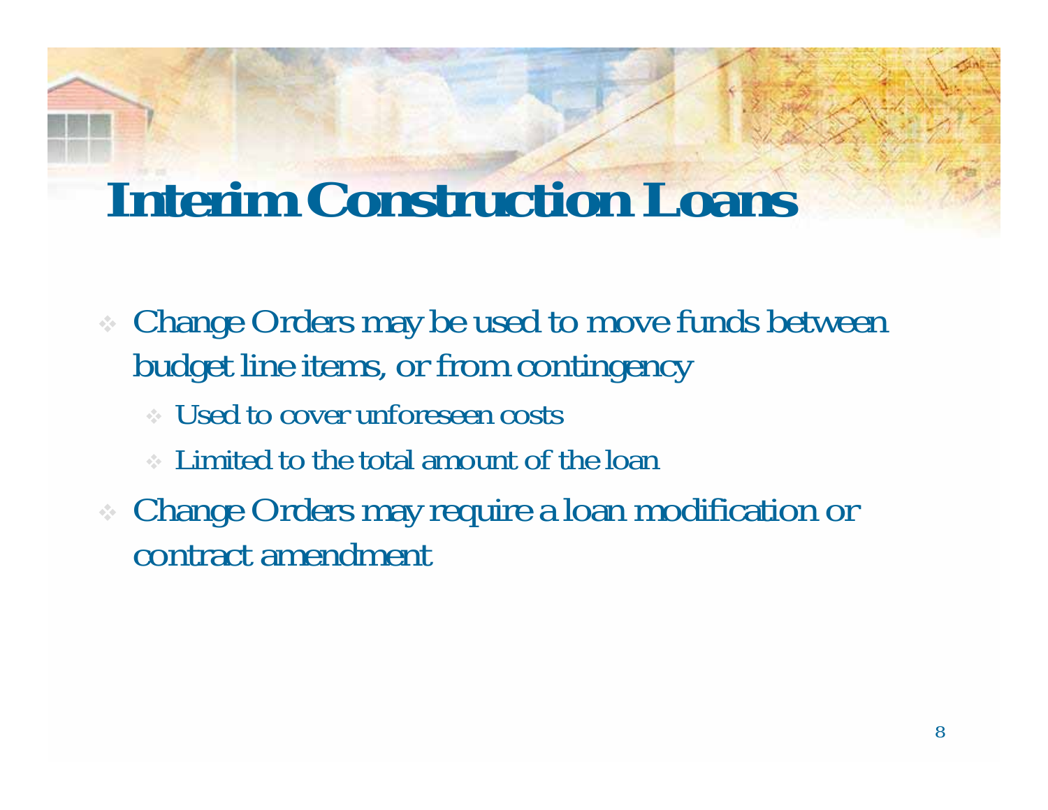# Interim Construction Loans

- Change Orders may be used to move funds between budget line items, or from contingency
  - Used to cover unforeseen costs
  - Limited to the total amount of the loan
- Change Orders may require a loan modification or contract amendment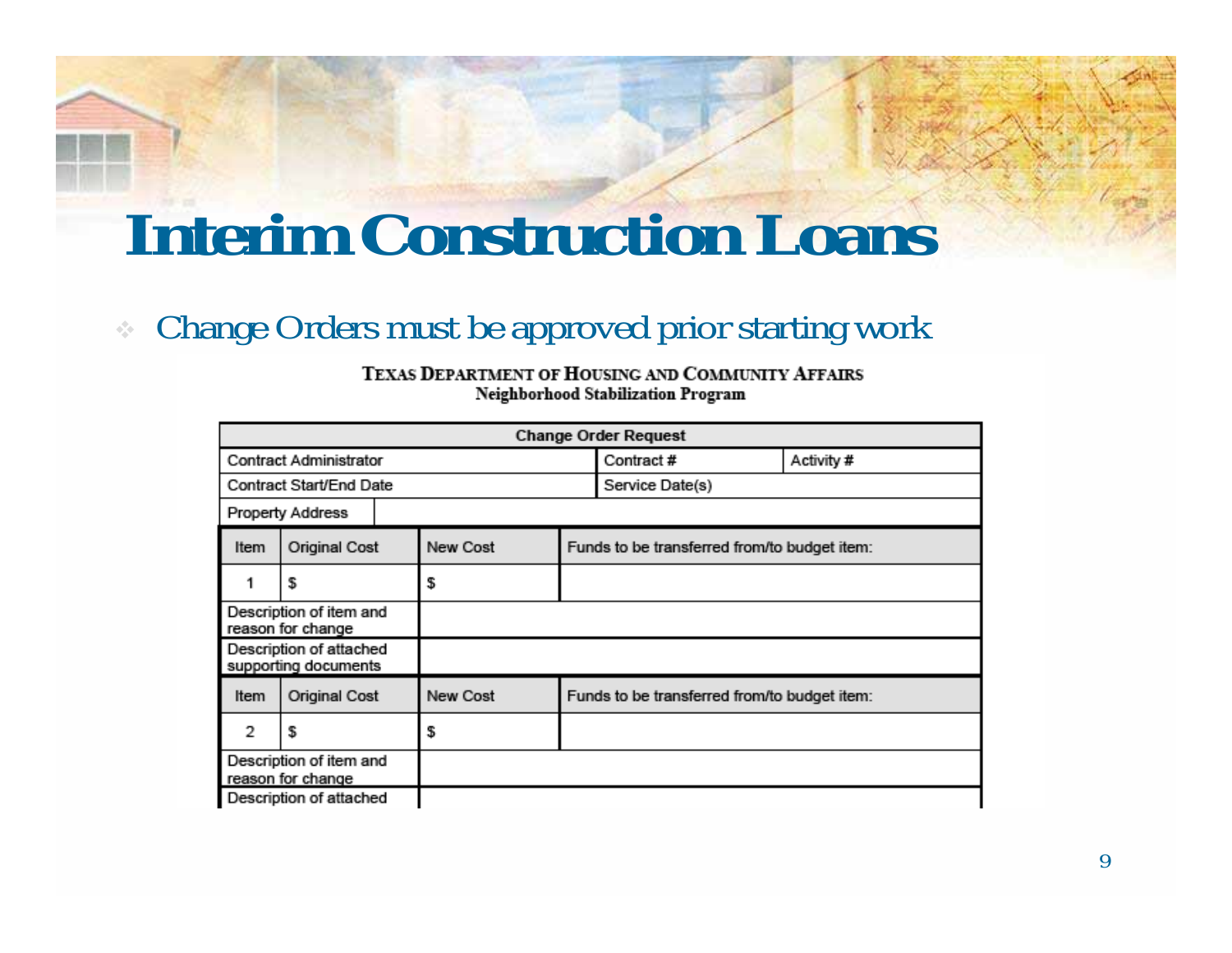# Interim Construction Loans

- Change Orders must be approved prior starting work

**TEXAS DEPARTMENT OF HOUSING AND COMMUNITY AFFAIRS**
**Neighborhood Stabilization Program**

| Change Order Request | | | | |
|---|---|---|---|---|
| Contract Administrator | | | Contract # | Activity # |
| Contract Start/End Date | | | Service Date(s) | |
| Property Address | | | | |
| Item | Original Cost | New Cost | Funds to be transferred from/to budget item: | |
| 1 | $ | $ | | |
| Description of item and reason for change | | | | |
| Description of attached supporting documents | | | | |
| Item | Original Cost | New Cost | Funds to be transferred from/to budget item: | |
| 2 | $ | $ | | |
| Description of item and reason for change | | | | |
| Description of attached | | | | |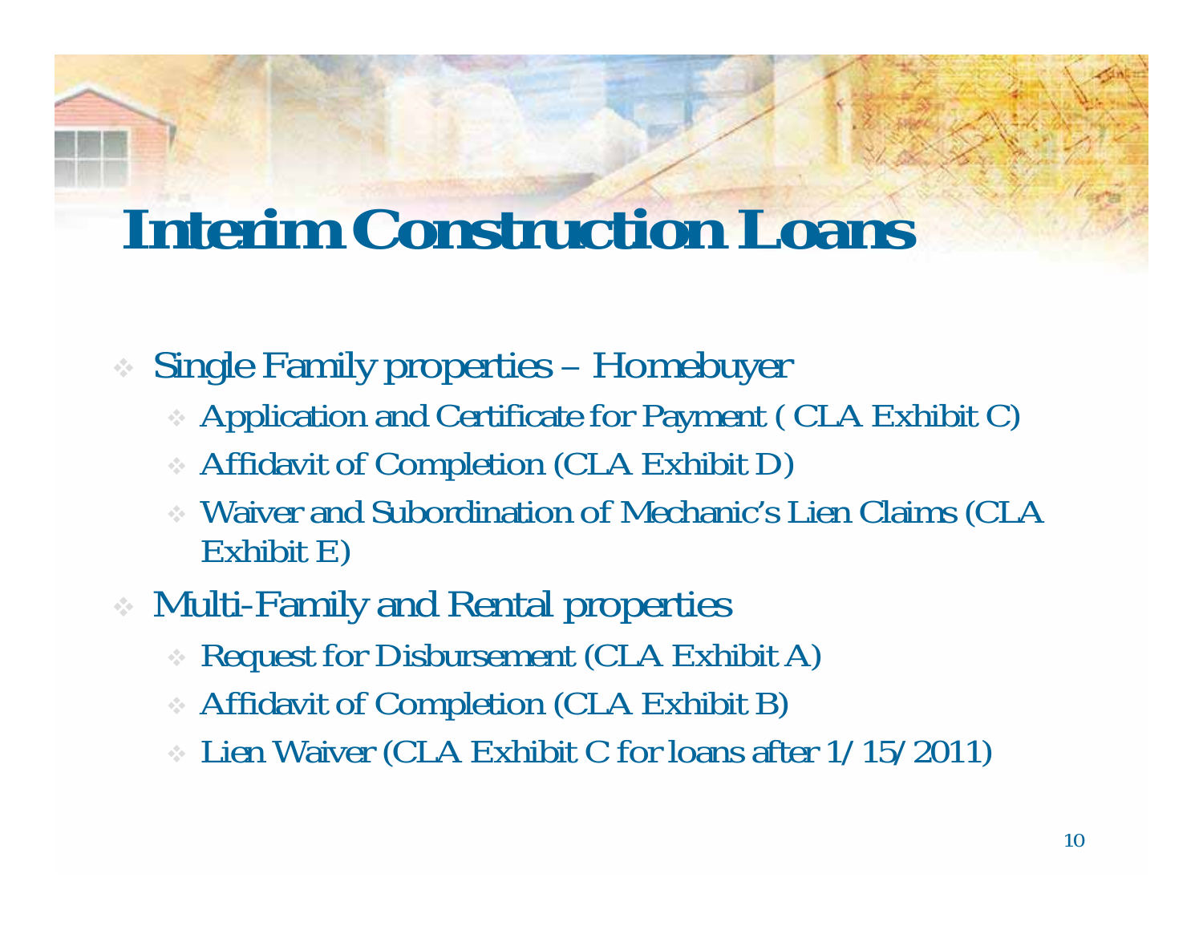# Interim Construction Loans

- Single Family properties – Homebuyer
  - Application and Certificate for Payment ( CLA Exhibit C)
  - Affidavit of Completion (CLA Exhibit D)
  - Waiver and Subordination of Mechanic's Lien Claims (CLA Exhibit E)
- Multi-Family and Rental properties
  - Request for Disbursement (CLA Exhibit A)
  - Affidavit of Completion (CLA Exhibit B)
  - Lien Waiver (CLA Exhibit C for loans after 1/15/2011)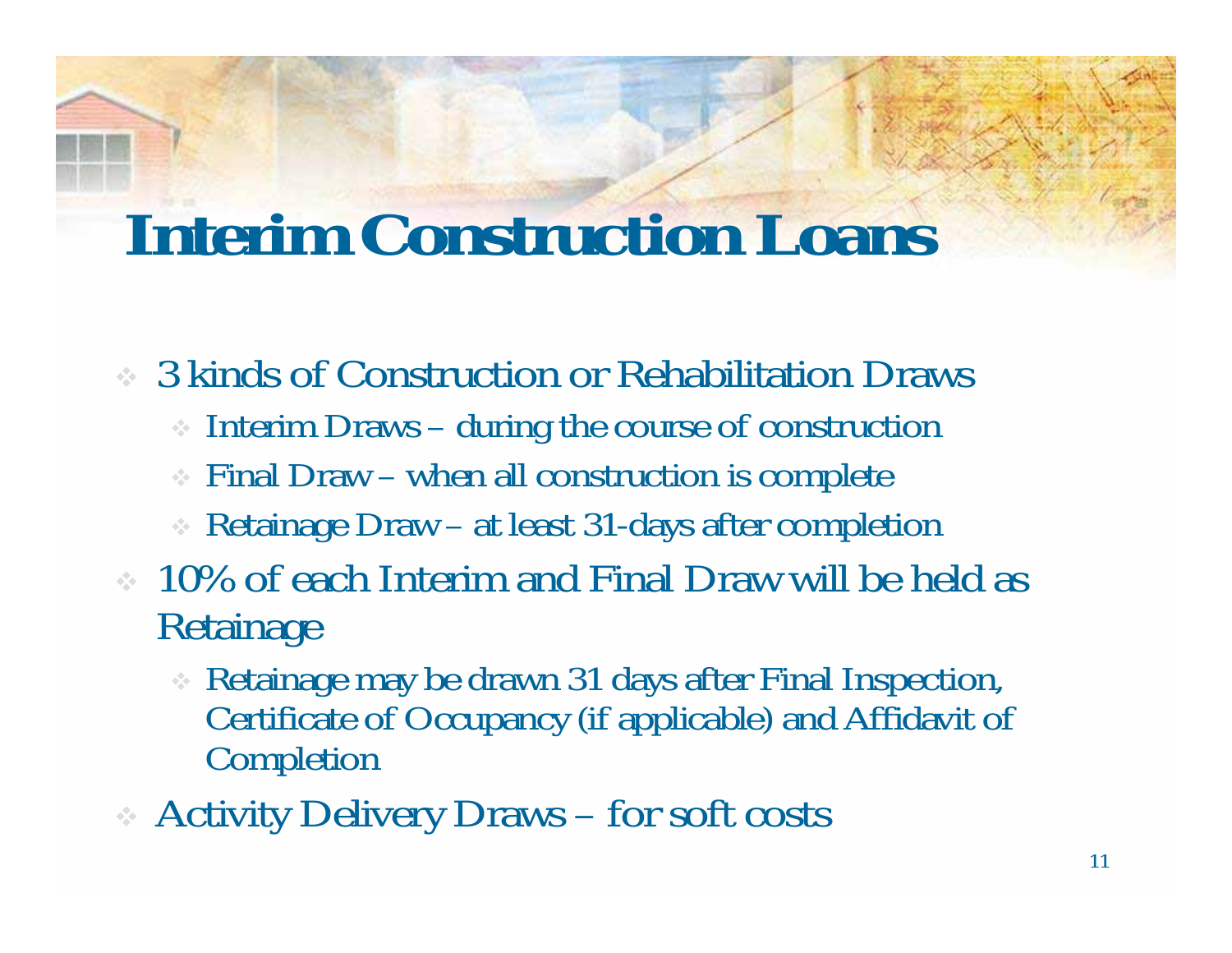# Interim Construction Loans

- 3 kinds of Construction or Rehabilitation Draws
  - Interim Draws – during the course of construction
  - Final Draw – when all construction is complete
  - Retainage Draw – at least 31-days after completion
- 10% of each Interim and Final Draw will be held as Retainage
  - Retainage may be drawn 31 days after Final Inspection, Certificate of Occupancy (if applicable) and Affidavit of Completion
- Activity Delivery Draws – for soft costs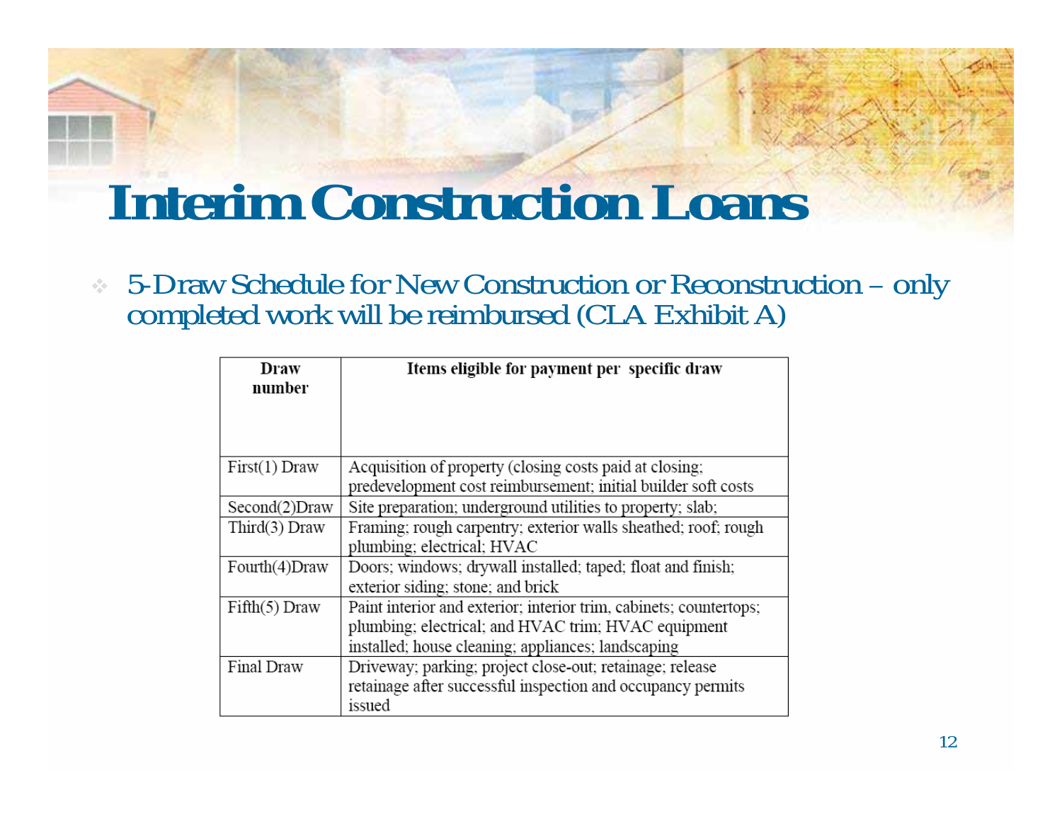# Interim Construction Loans

- 5-Draw Schedule for New Construction or Reconstruction – only completed work will be reimbursed (CLA Exhibit A)

| Draw number | Items eligible for payment per specific draw |
|---|---|
| First(1) Draw | Acquisition of property (closing costs paid at closing; predevelopment cost reimbursement; initial builder soft costs |
| Second(2)Draw | Site preparation; underground utilities to property; slab; |
| Third(3) Draw | Framing; rough carpentry; exterior walls sheathed; roof; rough plumbing; electrical; HVAC |
| Fourth(4)Draw | Doors; windows; drywall installed; taped; float and finish; exterior siding; stone; and brick |
| Fifth(5) Draw | Paint interior and exterior; interior trim, cabinets; countertops; plumbing; electrical; and HVAC trim; HVAC equipment installed; house cleaning; appliances; landscaping |
| Final Draw | Driveway; parking; project close-out; retainage; release retainage after successful inspection and occupancy permits issued |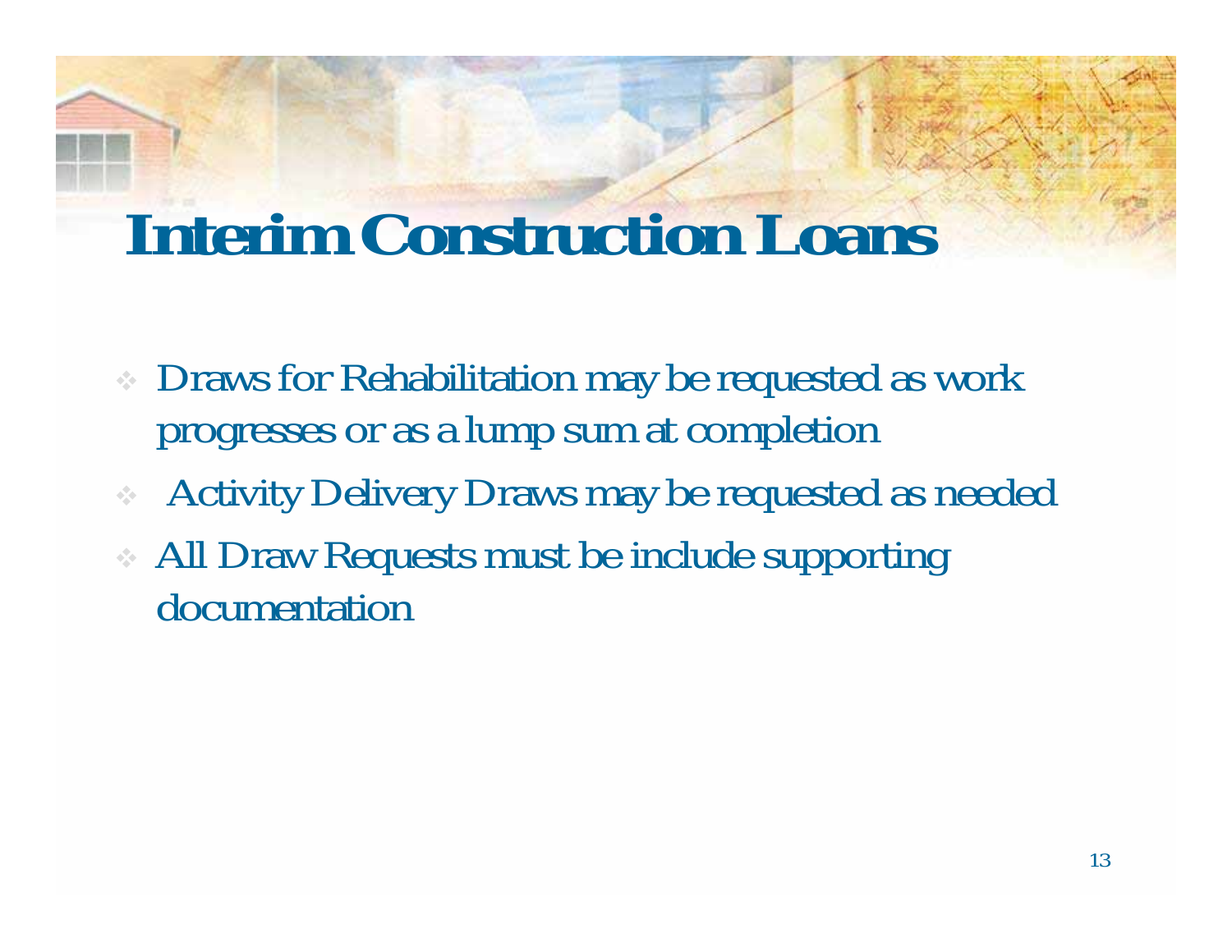# Interim Construction Loans

- Draws for Rehabilitation may be requested as work progresses or as a lump sum at completion
- Activity Delivery Draws may be requested as needed
- All Draw Requests must be include supporting documentation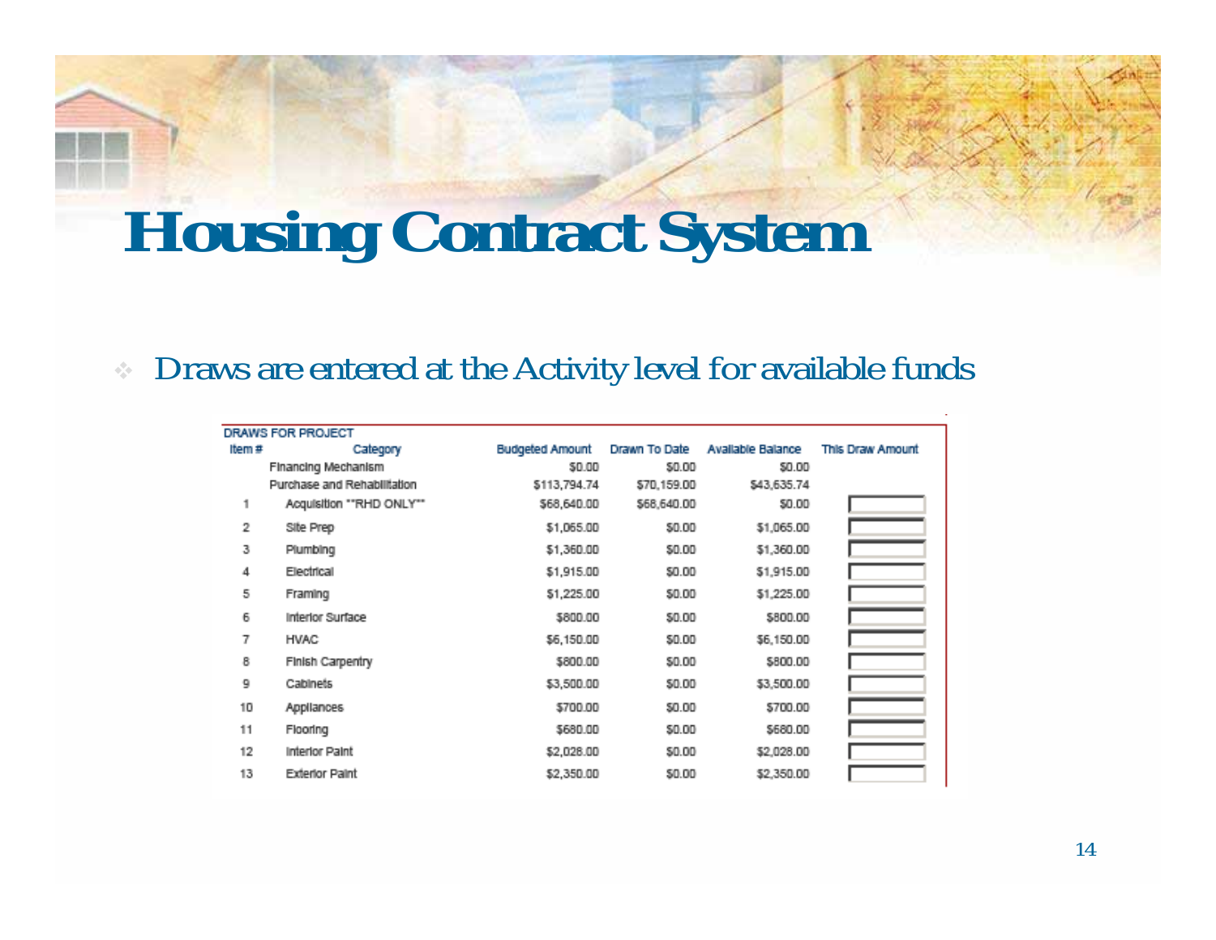# Housing Contract System

- Draws are entered at the Activity level for available funds

DRAWS FOR PROJECT

| Item # | Category | Budgeted Amount | Drawn To Date | Available Balance | This Draw Amount |
|---|---|---|---|---|---|
| | Financing Mechanism | $0.00 | $0.00 | $0.00 | |
| | Purchase and Rehabilitation | $113,794.74 | $70,159.00 | $43,635.74 | |
| 1 | Acquisition **RHD ONLY** | $68,640.00 | $68,640.00 | $0.00 | |
| 2 | Site Prep | $1,065.00 | $0.00 | $1,065.00 | |
| 3 | Plumbing | $1,360.00 | $0.00 | $1,360.00 | |
| 4 | Electrical | $1,915.00 | $0.00 | $1,915.00 | |
| 5 | Framing | $1,225.00 | $0.00 | $1,225.00 | |
| 6 | Interior Surface | $800.00 | $0.00 | $800.00 | |
| 7 | HVAC | $6,150.00 | $0.00 | $6,150.00 | |
| 8 | Finish Carpentry | $800.00 | $0.00 | $800.00 | |
| 9 | Cabinets | $3,500.00 | $0.00 | $3,500.00 | |
| 10 | Appliances | $700.00 | $0.00 | $700.00 | |
| 11 | Flooring | $680.00 | $0.00 | $680.00 | |
| 12 | Interior Paint | $2,028.00 | $0.00 | $2,028.00 | |
| 13 | Exterior Paint | $2,350.00 | $0.00 | $2,350.00 | |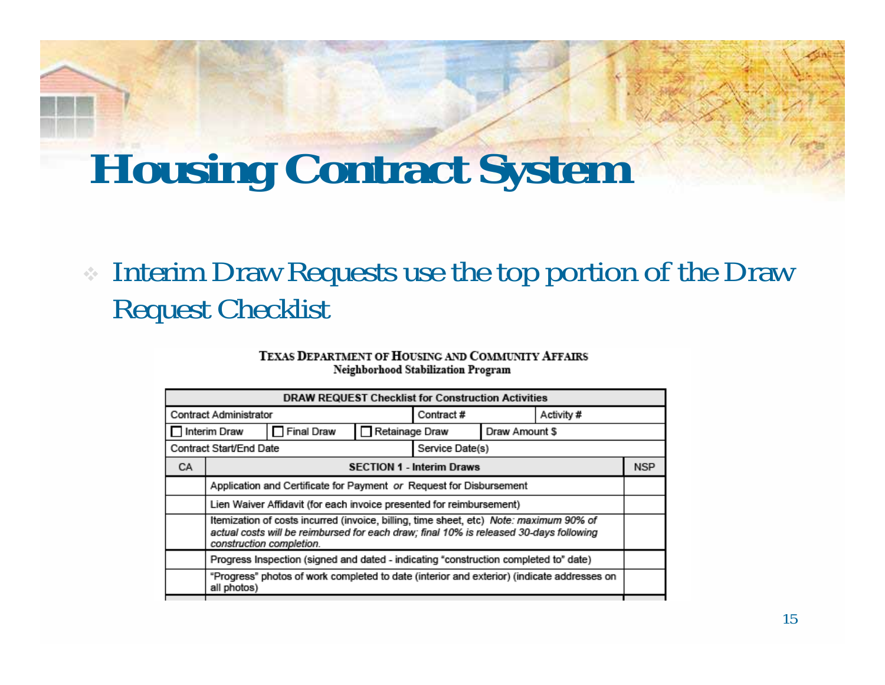# Housing Contract System

- Interim Draw Requests use the top portion of the Draw Request Checklist

**TEXAS DEPARTMENT OF HOUSING AND COMMUNITY AFFAIRS**
**Neighborhood Stabilization Program**

| DRAW REQUEST Checklist for Construction Activities | | |
|---|---|---|
| Contract Administrator | Contract # | Activity # |
| ☐ Interim Draw ☐ Final Draw ☐ Retainage Draw | Draw Amount $ | |
| Contract Start/End Date | Service Date(s) | |

| CA | SECTION 1 - Interim Draws | NSP |
|---|---|---|
| | Application and Certificate for Payment *or* Request for Disbursement | |
| | Lien Waiver Affidavit (for each invoice presented for reimbursement) | |
| | Itemization of costs incurred (invoice, billing, time sheet, etc) *Note: maximum 90% of actual costs will be reimbursed for each draw; final 10% is released 30-days following construction completion.* | |
| | Progress Inspection (signed and dated - indicating "construction completed to" date) | |
| | "Progress" photos of work completed to date (interior and exterior) (indicate addresses on all photos) | |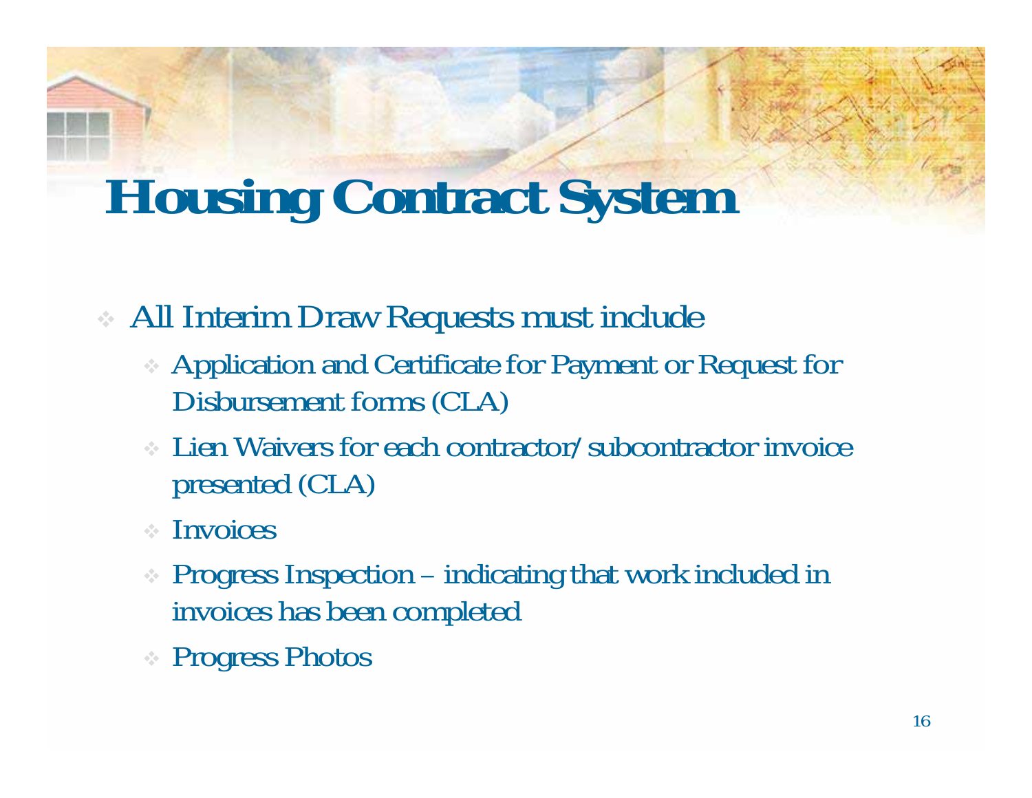# Housing Contract System

- All Interim Draw Requests must include
  - Application and Certificate for Payment or Request for Disbursement forms (CLA)
  - Lien Waivers for each contractor/subcontractor invoice presented (CLA)
  - Invoices
  - Progress Inspection – indicating that work included in invoices has been completed
  - Progress Photos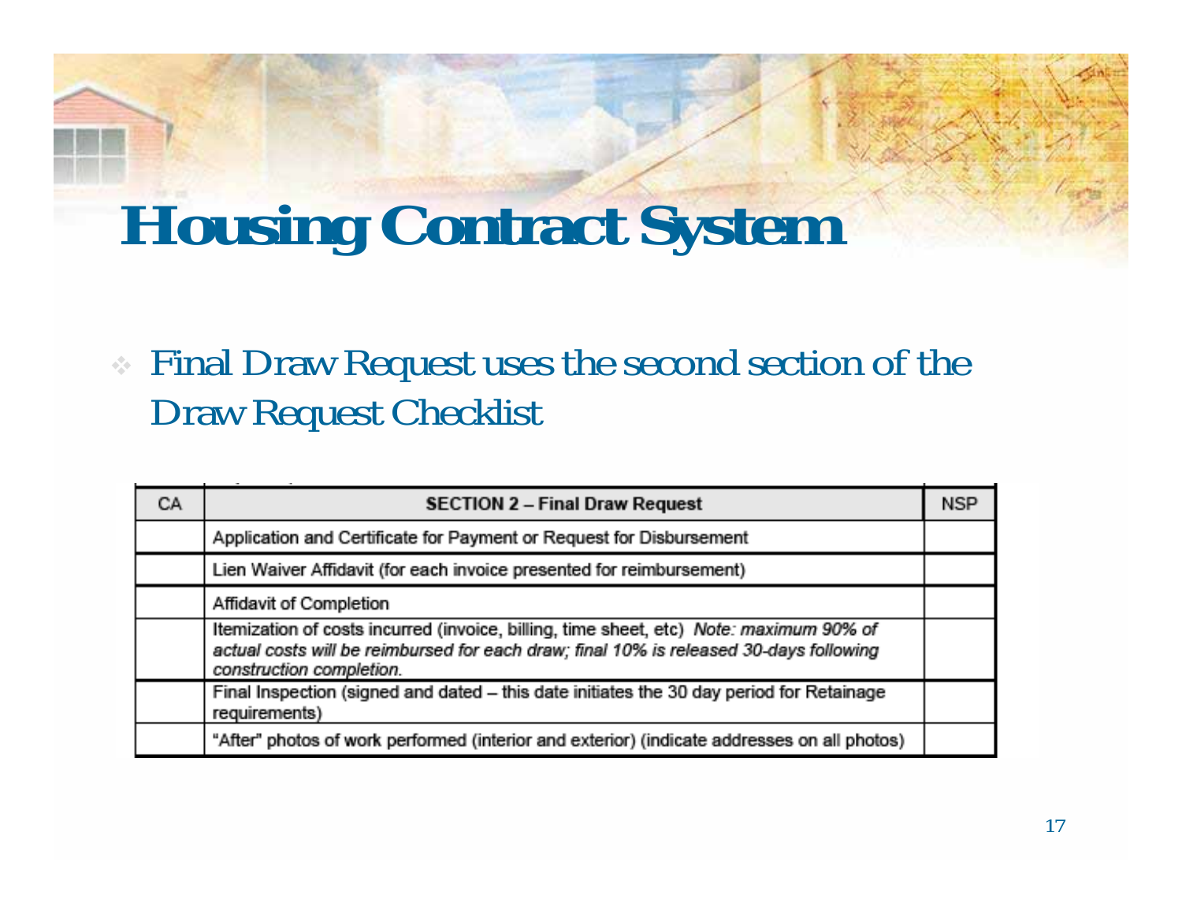# Housing Contract System

- Final Draw Request uses the second section of the Draw Request Checklist

| CA | SECTION 2 – Final Draw Request | NSP |
|---|---|---|
| | Application and Certificate for Payment or Request for Disbursement | |
| | Lien Waiver Affidavit (for each invoice presented for reimbursement) | |
| | Affidavit of Completion | |
| | Itemization of costs incurred (invoice, billing, time sheet, etc) *Note: maximum 90% of actual costs will be reimbursed for each draw; final 10% is released 30-days following construction completion.* | |
| | Final Inspection (signed and dated – this date initiates the 30 day period for Retainage requirements) | |
| | "After" photos of work performed (interior and exterior) (indicate addresses on all photos) | |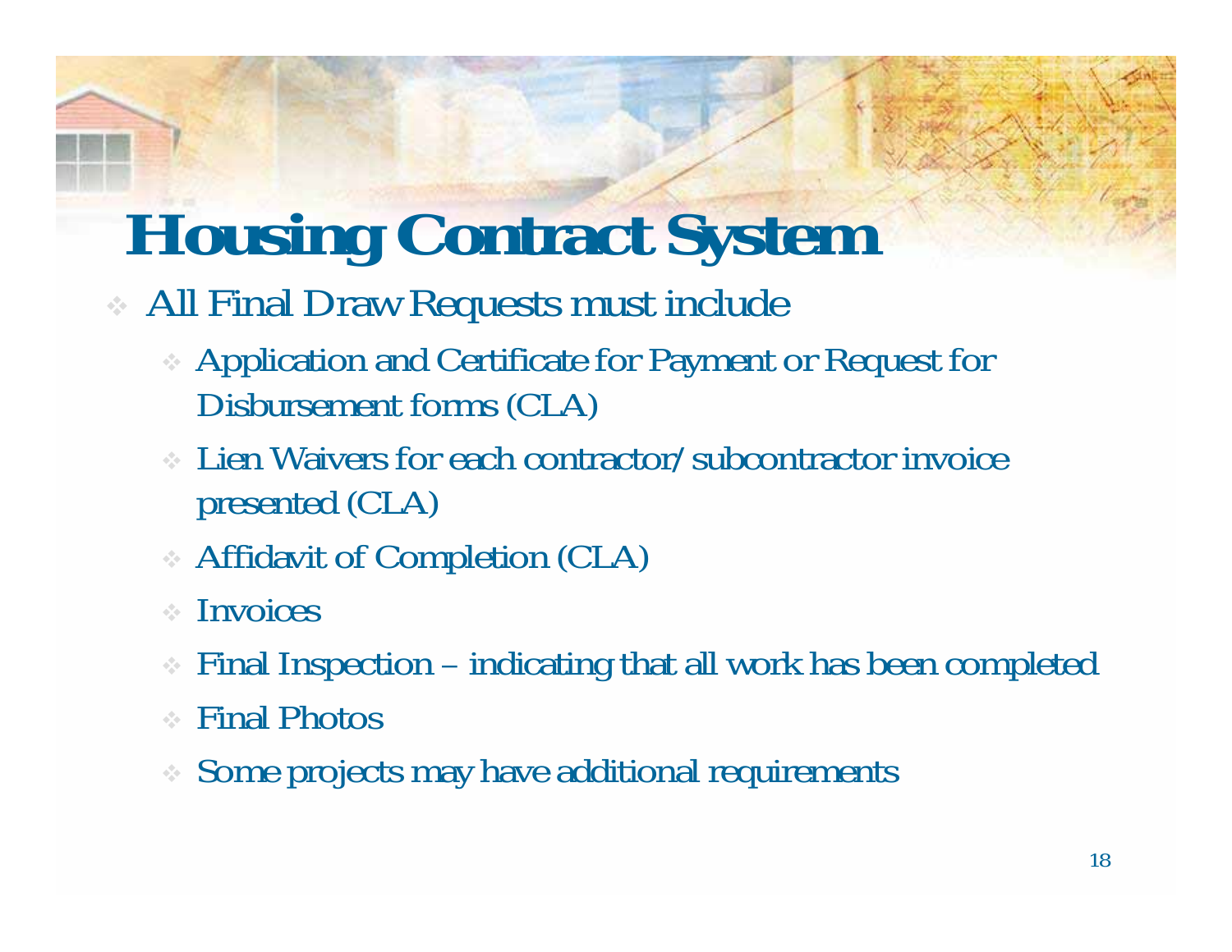# Housing Contract System

- All Final Draw Requests must include
  - Application and Certificate for Payment or Request for Disbursement forms (CLA)
  - Lien Waivers for each contractor/subcontractor invoice presented (CLA)
  - Affidavit of Completion (CLA)
  - Invoices
  - Final Inspection – indicating that all work has been completed
  - Final Photos
  - Some projects may have additional requirements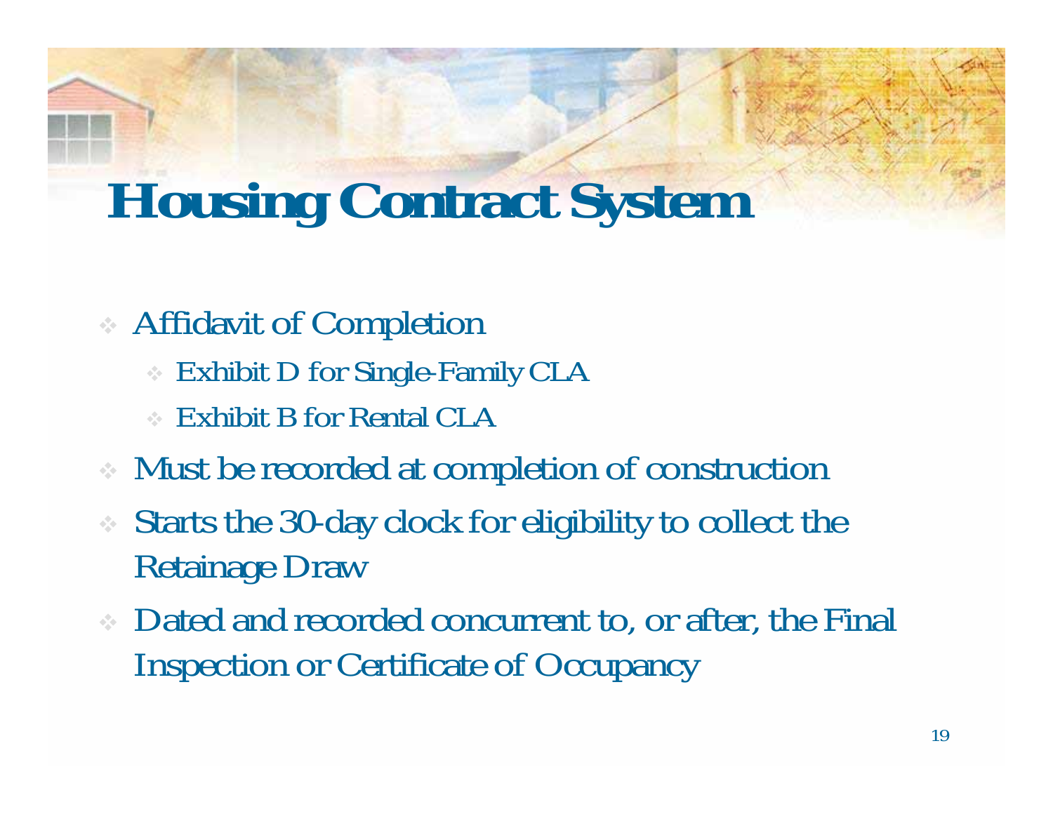# Housing Contract System

- Affidavit of Completion
  - Exhibit D for Single-Family CLA
  - Exhibit B for Rental CLA
- Must be recorded at completion of construction
- Starts the 30-day clock for eligibility to collect the Retainage Draw
- Dated and recorded concurrent to, or after, the Final Inspection or Certificate of Occupancy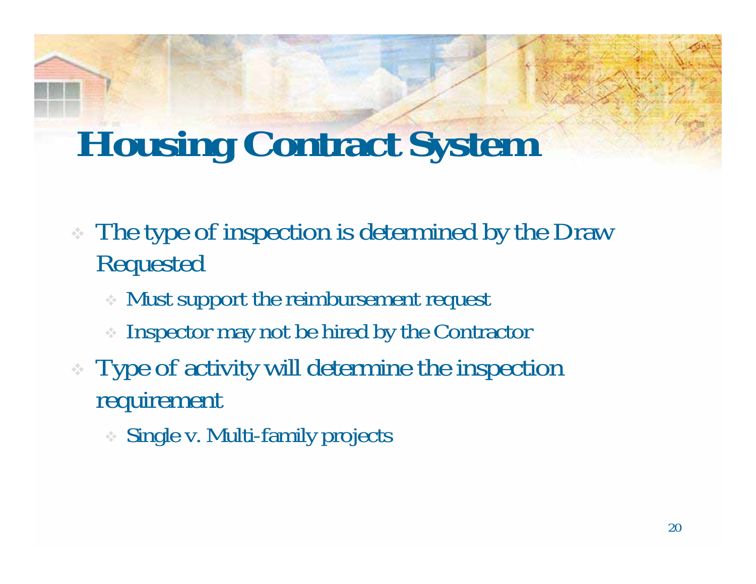# Housing Contract System

- The type of inspection is determined by the Draw Requested
  - Must support the reimbursement request
  - Inspector may not be hired by the Contractor
- Type of activity will determine the inspection requirement
  - Single v. Multi-family projects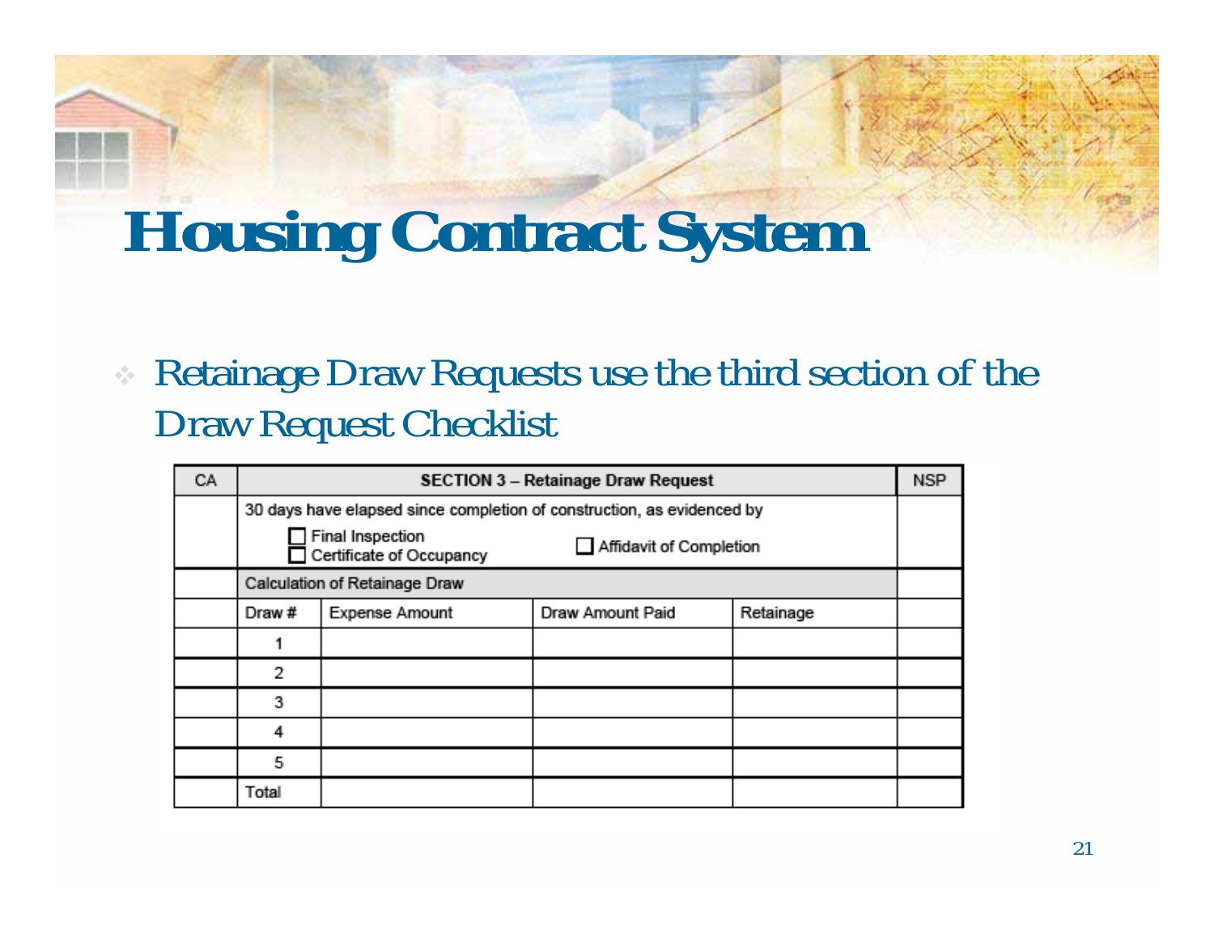# Housing Contract System

- Retainage Draw Requests use the third section of the Draw Request Checklist

| CA | SECTION 3 – Retainage Draw Request | | | | NSP |
|---|---|---|---|---|---|
| | 30 days have elapsed since completion of construction, as evidenced by<br>☐ Final Inspection ☐ Affidavit of Completion<br>☐ Certificate of Occupancy | | | | |
| | Calculation of Retainage Draw | | | | |
| | Draw # | Expense Amount | Draw Amount Paid | Retainage | |
| | 1 | | | | |
| | 2 | | | | |
| | 3 | | | | |
| | 4 | | | | |
| | 5 | | | | |
| | Total | | | | |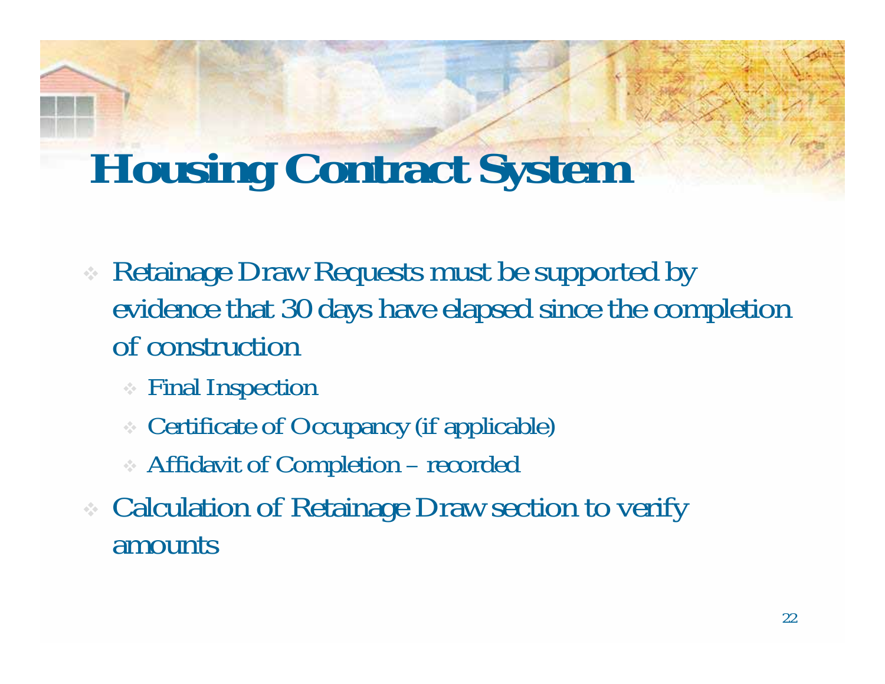# Housing Contract System

- Retainage Draw Requests must be supported by evidence that 30 days have elapsed since the completion of construction
  - Final Inspection
  - Certificate of Occupancy (if applicable)
  - Affidavit of Completion – recorded
- Calculation of Retainage Draw section to verify amounts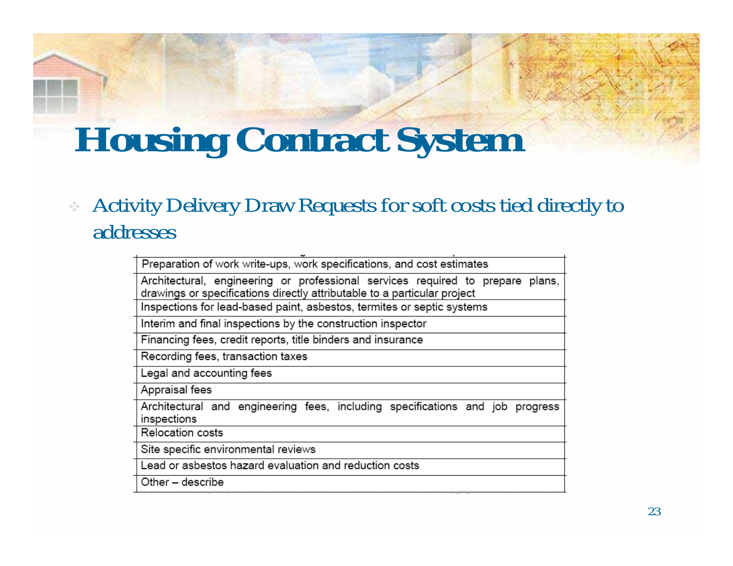# Housing Contract System

- Activity Delivery Draw Requests for soft costs tied directly to addresses

| |
|---|
| Preparation of work write-ups, work specifications, and cost estimates |
| Architectural, engineering or professional services required to prepare plans, drawings or specifications directly attributable to a particular project |
| Inspections for lead-based paint, asbestos, termites or septic systems |
| Interim and final inspections by the construction inspector |
| Financing fees, credit reports, title binders and insurance |
| Recording fees, transaction taxes |
| Legal and accounting fees |
| Appraisal fees |
| Architectural and engineering fees, including specifications and job progress inspections |
| Relocation costs |
| Site specific environmental reviews |
| Lead or asbestos hazard evaluation and reduction costs |
| Other – describe |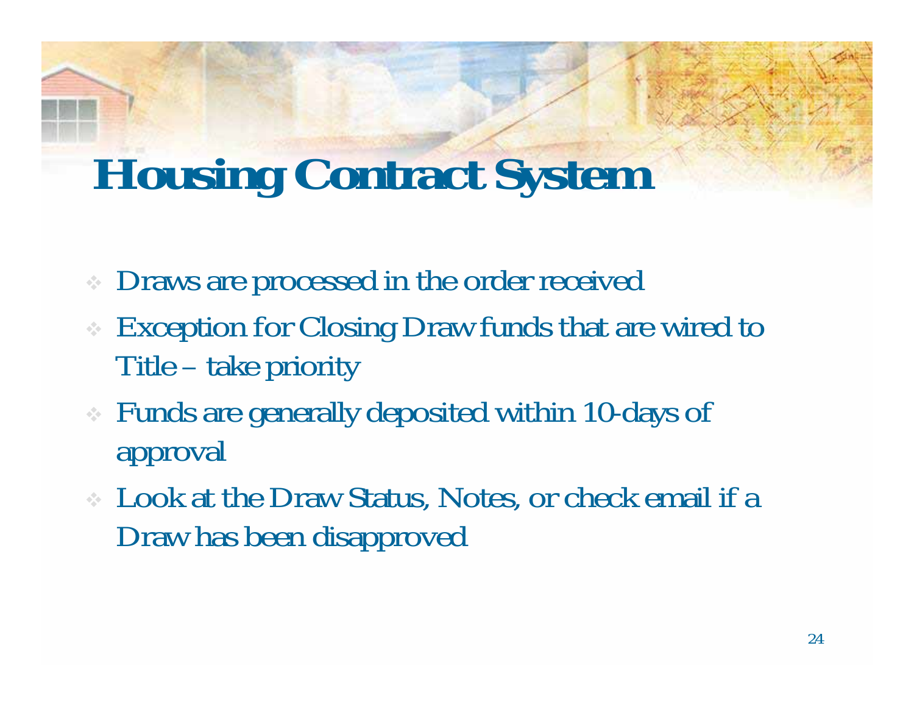# Housing Contract System

- Draws are processed in the order received
- Exception for Closing Draw funds that are wired to Title – take priority
- Funds are generally deposited within 10-days of approval
- Look at the Draw Status, Notes, or check email if a Draw has been disapproved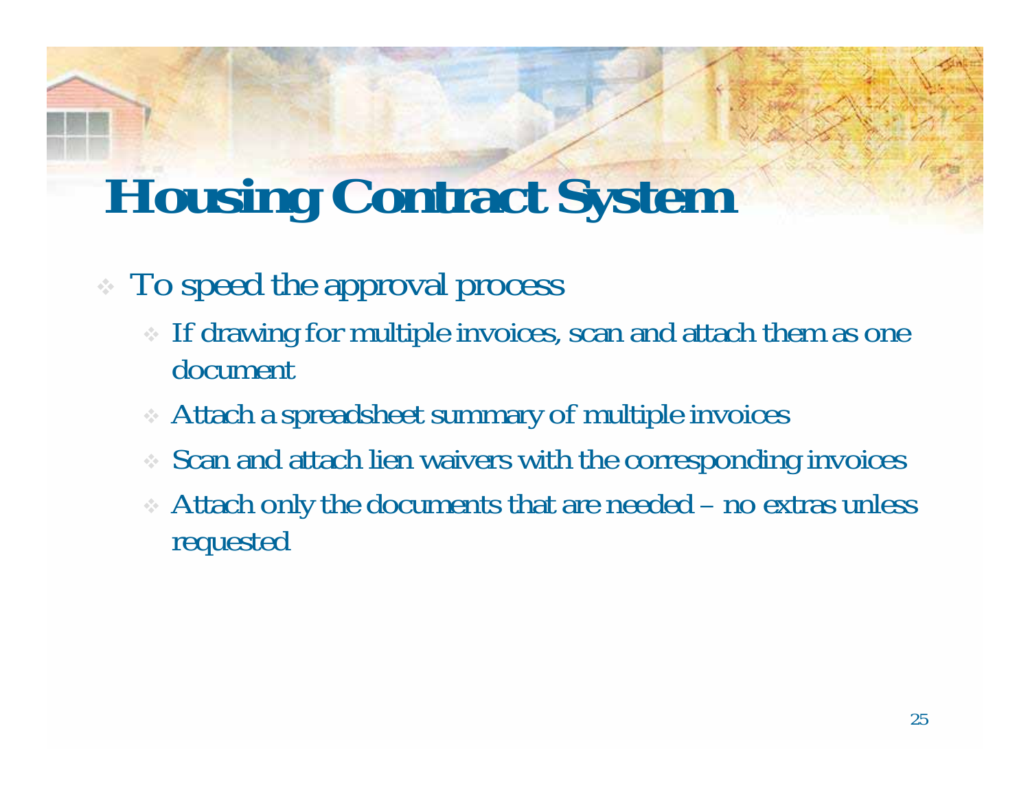# Housing Contract System

- To speed the approval process
  - If drawing for multiple invoices, scan and attach them as one document
  - Attach a spreadsheet summary of multiple invoices
  - Scan and attach lien waivers with the corresponding invoices
  - Attach only the documents that are needed – no extras unless requested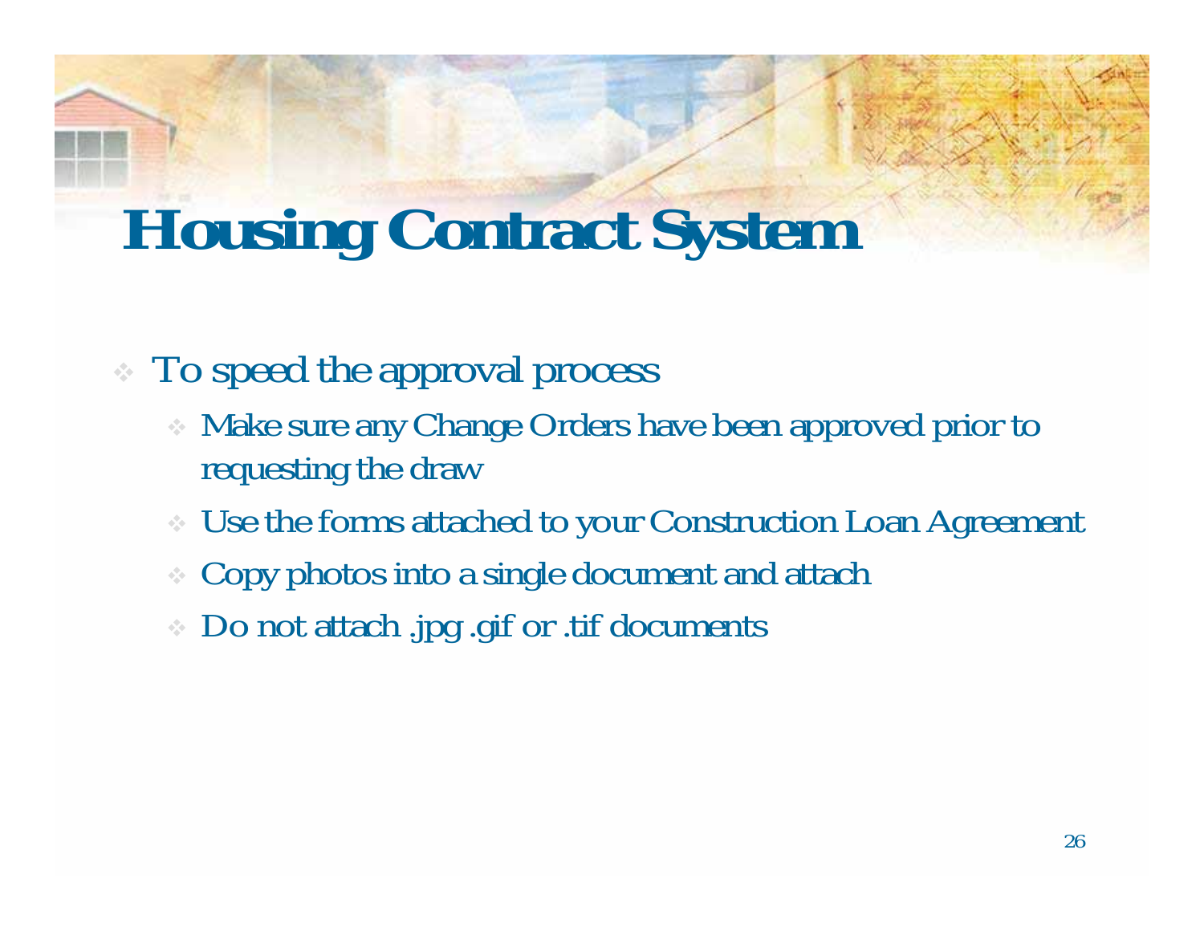# Housing Contract System

- To speed the approval process
  - Make sure any Change Orders have been approved prior to requesting the draw
  - Use the forms attached to your Construction Loan Agreement
  - Copy photos into a single document and attach
  - Do not attach .jpg .gif or .tif documents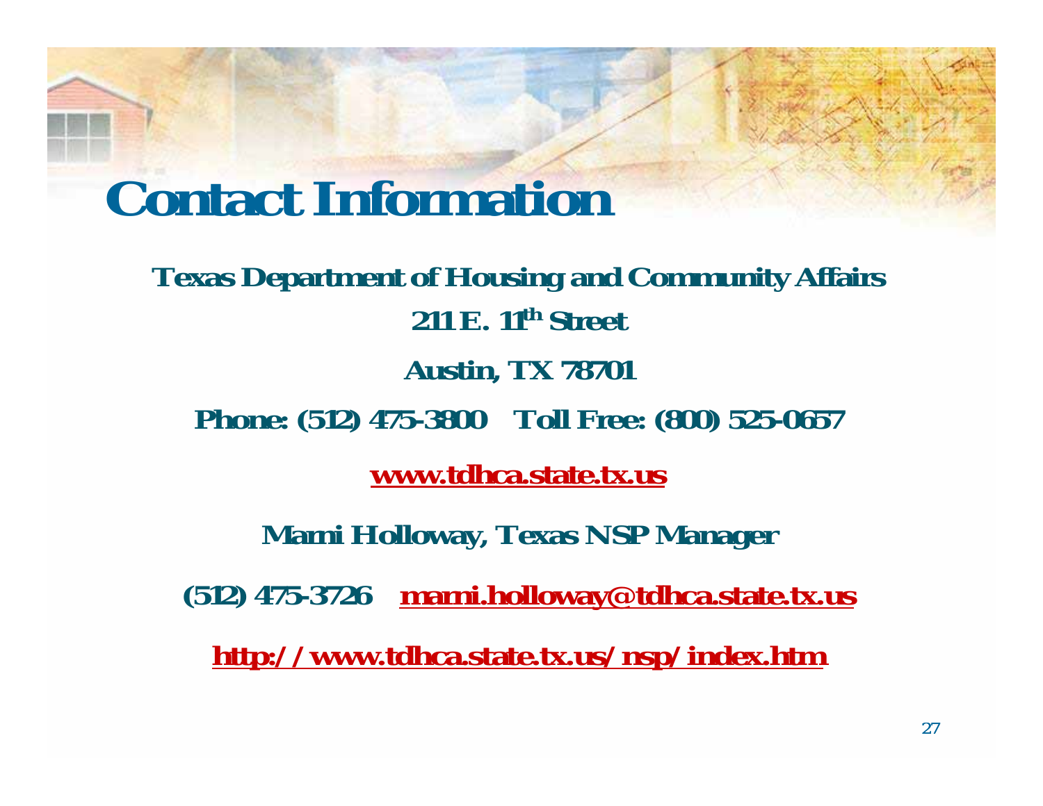# Contact Information

**Texas Department of Housing and Community Affairs**

**211 E. 11th Street**

**Austin, TX 78701**

**Phone: (512) 475-3800   Toll Free: (800) 525-0657**

**www.tdhca.state.tx.us**

**Marni Holloway, Texas NSP Manager**

**(512) 475-3726   marni.holloway@tdhca.state.tx.us**

**http://www.tdhca.state.tx.us/nsp/index.htm**